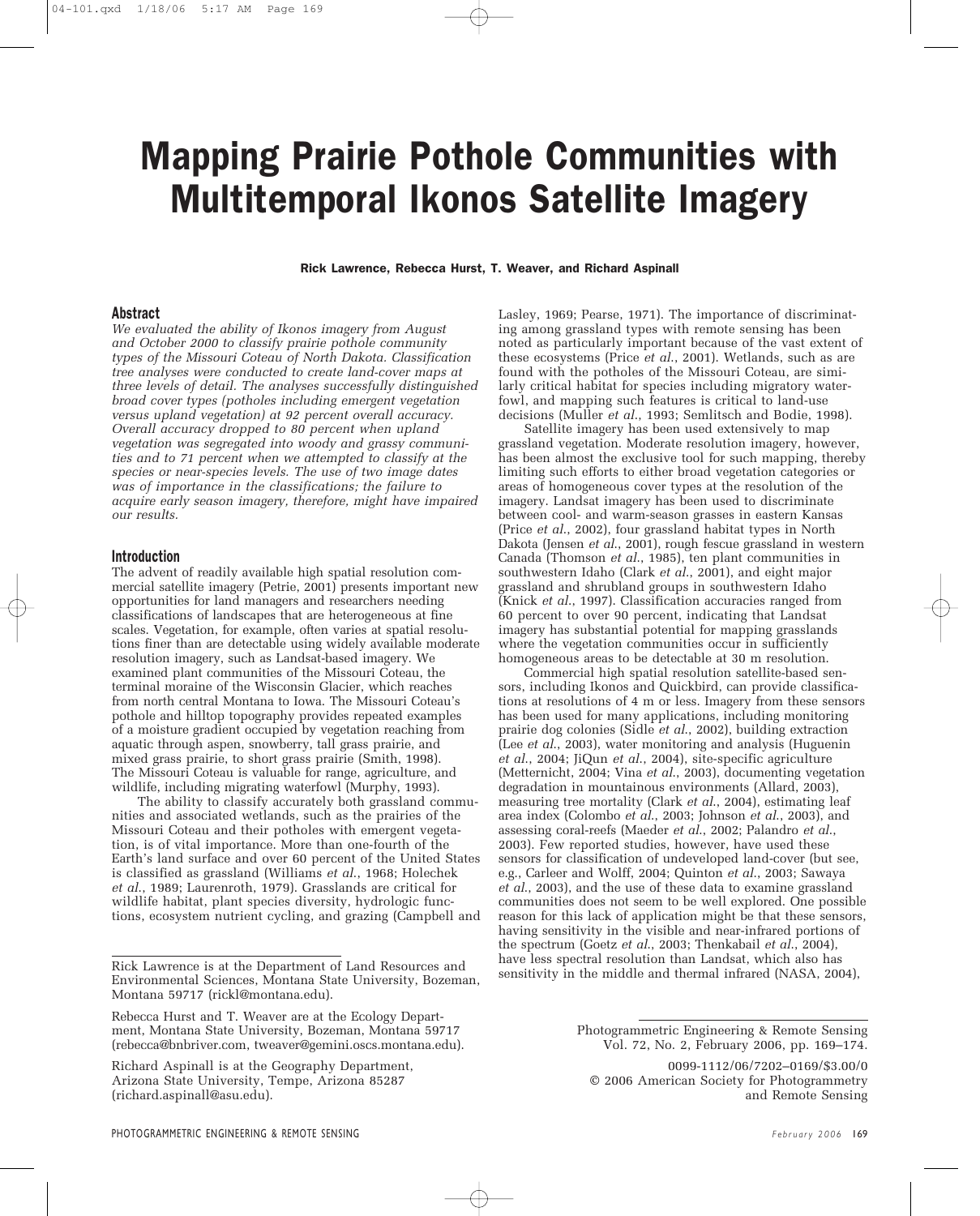# Mapping Prairie Pothole Communities with Multitemporal Ikonos Satellite Imagery

**Rick Lawrence, Rebecca Hurst, T. Weaver, and Richard Aspinall**

## Abstract

*We evaluated the ability of Ikonos imagery from August and October 2000 to classify prairie pothole community types of the Missouri Coteau of North Dakota. Classification tree analyses were conducted to create land-cover maps at three levels of detail. The analyses successfully distinguished broad cover types (potholes including emergent vegetation versus upland vegetation) at 92 percent overall accuracy. Overall accuracy dropped to 80 percent when upland vegetation was segregated into woody and grassy communities and to 71 percent when we attempted to classify at the species or near-species levels. The use of two image dates was of importance in the classifications; the failure to acquire early season imagery, therefore, might have impaired our results.*

## Introduction

The advent of readily available high spatial resolution commercial satellite imagery (Petrie, 2001) presents important new opportunities for land managers and researchers needing classifications of landscapes that are heterogeneous at fine scales. Vegetation, for example, often varies at spatial resolutions finer than are detectable using widely available moderate resolution imagery, such as Landsat-based imagery. We examined plant communities of the Missouri Coteau, the terminal moraine of the Wisconsin Glacier, which reaches from north central Montana to Iowa. The Missouri Coteau's pothole and hilltop topography provides repeated examples of a moisture gradient occupied by vegetation reaching from aquatic through aspen, snowberry, tall grass prairie, and mixed grass prairie, to short grass prairie (Smith, 1998). The Missouri Coteau is valuable for range, agriculture, and wildlife, including migrating waterfowl (Murphy, 1993).

The ability to classify accurately both grassland communities and associated wetlands, such as the prairies of the Missouri Coteau and their potholes with emergent vegetation, is of vital importance. More than one-fourth of the Earth's land surface and over 60 percent of the United States is classified as grassland (Williams *et al.*, 1968; Holechek *et al.*, 1989; Laurenroth, 1979). Grasslands are critical for wildlife habitat, plant species diversity, hydrologic functions, ecosystem nutrient cycling, and grazing (Campbell and Lasley, 1969; Pearse, 1971). The importance of discriminating among grassland types with remote sensing has been noted as particularly important because of the vast extent of these ecosystems (Price *et al.*, 2001). Wetlands, such as are found with the potholes of the Missouri Coteau, are similarly critical habitat for species including migratory waterfowl, and mapping such features is critical to land-use decisions (Muller *et al.*, 1993; Semlitsch and Bodie, 1998).

Satellite imagery has been used extensively to map grassland vegetation. Moderate resolution imagery, however, has been almost the exclusive tool for such mapping, thereby limiting such efforts to either broad vegetation categories or areas of homogeneous cover types at the resolution of the imagery. Landsat imagery has been used to discriminate between cool- and warm-season grasses in eastern Kansas (Price *et al.*, 2002), four grassland habitat types in North Dakota (Jensen *et al.*, 2001), rough fescue grassland in western Canada (Thomson *et al.*, 1985), ten plant communities in southwestern Idaho (Clark *et al.*, 2001), and eight major grassland and shrubland groups in southwestern Idaho (Knick *et al.*, 1997). Classification accuracies ranged from 60 percent to over 90 percent, indicating that Landsat imagery has substantial potential for mapping grasslands where the vegetation communities occur in sufficiently homogeneous areas to be detectable at 30 m resolution.

Commercial high spatial resolution satellite-based sensors, including Ikonos and Quickbird, can provide classifications at resolutions of 4 m or less. Imagery from these sensors has been used for many applications, including monitoring prairie dog colonies (Sidle *et al.*, 2002), building extraction (Lee *et al.*, 2003), water monitoring and analysis (Huguenin *et al.*, 2004; JiQun *et al.*, 2004), site-specific agriculture (Metternicht, 2004; Vina *et al.*, 2003), documenting vegetation degradation in mountainous environments (Allard, 2003), measuring tree mortality (Clark *et al.*, 2004), estimating leaf area index (Colombo *et al.*, 2003; Johnson *et al.*, 2003), and assessing coral-reefs (Maeder *et al.*, 2002; Palandro *et al.*, 2003). Few reported studies, however, have used these sensors for classification of undeveloped land-cover (but see, e.g., Carleer and Wolff, 2004; Quinton *et al.*, 2003; Sawaya *et al.*, 2003), and the use of these data to examine grassland communities does not seem to be well explored. One possible reason for this lack of application might be that these sensors, having sensitivity in the visible and near-infrared portions of the spectrum (Goetz *et al.*, 2003; Thenkabail *et al.*, 2004), have less spectral resolution than Landsat, which also has sensitivity in the middle and thermal infrared (NASA, 2004),

---

Rick Lawrence is at the Department of Land Resources and Environmental Sciences, Montana State University, Bozeman, Montana 59717 (rickl@montana.edu).

Rebecca Hurst and T. Weaver are at the Ecology Department, Montana State University, Bozeman, Montana 59717 (rebecca@bnbriver.com, tweaver@gemini.oscs.montana.edu).

Richard Aspinall is at the Geography Department, Arizona State University, Tempe, Arizona 85287 (richard.aspinall@asu.edu).

Photogrammetric Engineering & Remote Sensing
Vol. 72, No. 2, February 2006, pp. 169–174.

0099-1112/06/7202–0169/$3.00/0
© 2006 American Society for Photogrammetry and Remote Sensing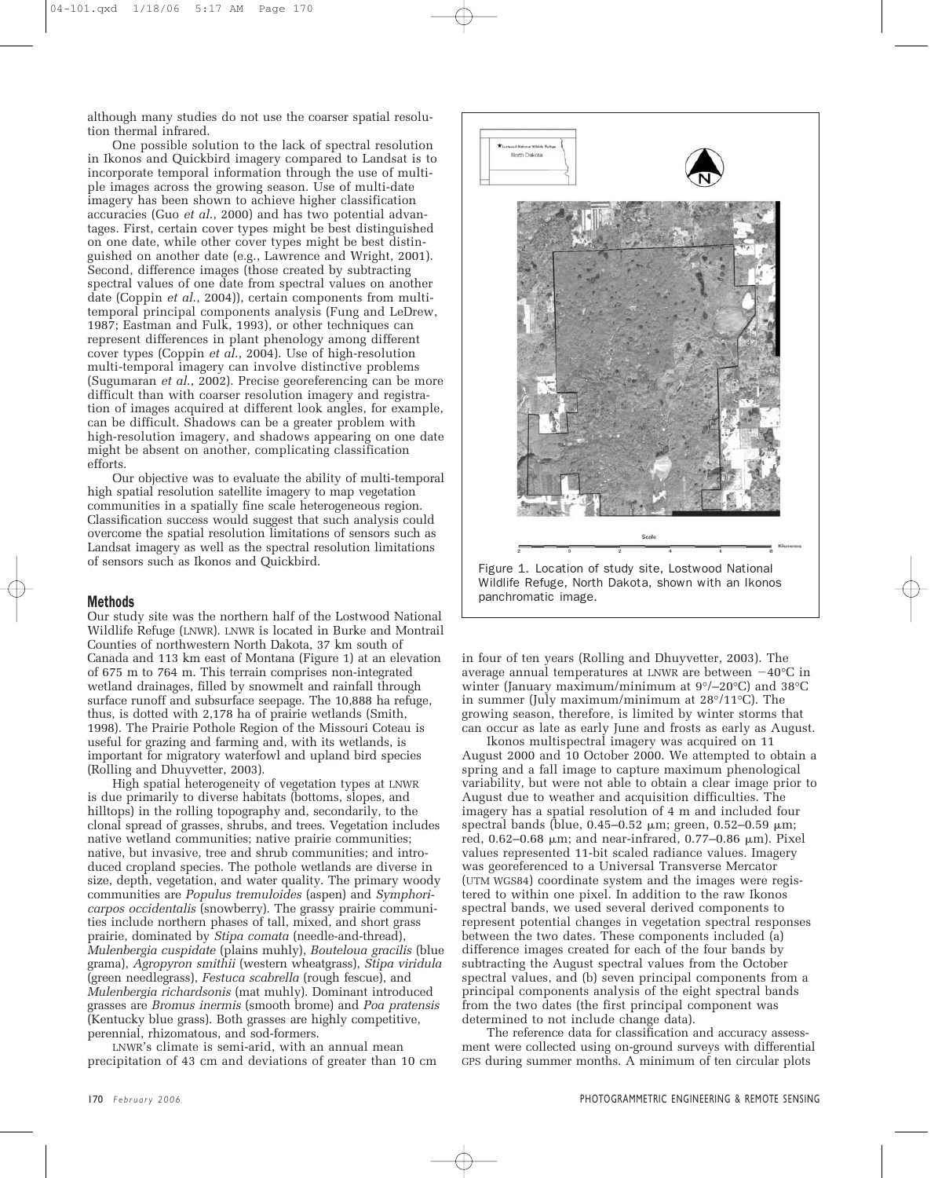although many studies do not use the coarser spatial resolution thermal infrared.

One possible solution to the lack of spectral resolution in Ikonos and Quickbird imagery compared to Landsat is to incorporate temporal information through the use of multiple images across the growing season. Use of multi-date imagery has been shown to achieve higher classification accuracies (Guo *et al.*, 2000) and has two potential advantages. First, certain cover types might be best distinguished on one date, while other cover types might be best distinguished on another date (e.g., Lawrence and Wright, 2001). Second, difference images (those created by subtracting spectral values of one date from spectral values on another date (Coppin *et al.*, 2004)), certain components from multitemporal principal components analysis (Fung and LeDrew, 1987; Eastman and Fulk, 1993), or other techniques can represent differences in plant phenology among different cover types (Coppin *et al.*, 2004). Use of high-resolution multi-temporal imagery can involve distinctive problems (Sugumaran *et al.*, 2002). Precise georeferencing can be more difficult than with coarser resolution imagery and registration of images acquired at different look angles, for example, can be difficult. Shadows can be a greater problem with high-resolution imagery, and shadows appearing on one date might be absent on another, complicating classification efforts.

Our objective was to evaluate the ability of multi-temporal high spatial resolution satellite imagery to map vegetation communities in a spatially fine scale heterogeneous region. Classification success would suggest that such analysis could overcome the spatial resolution limitations of sensors such as Landsat imagery as well as the spectral resolution limitations of sensors such as Ikonos and Quickbird.

## Methods

Our study site was the northern half of the Lostwood National Wildlife Refuge (LNWR). LNWR is located in Burke and Montrail Counties of northwestern North Dakota, 37 km south of Canada and 113 km east of Montana (Figure 1) at an elevation of 675 m to 764 m. This terrain comprises non-integrated wetland drainages, filled by snowmelt and rainfall through surface runoff and subsurface seepage. The 10,888 ha refuge, thus, is dotted with 2,178 ha of prairie wetlands (Smith, 1998). The Prairie Pothole Region of the Missouri Coteau is useful for grazing and farming and, with its wetlands, is important for migratory waterfowl and upland bird species (Rolling and Dhuyvetter, 2003).

High spatial heterogeneity of vegetation types at LNWR is due primarily to diverse habitats (bottoms, slopes, and hilltops) in the rolling topography and, secondarily, to the clonal spread of grasses, shrubs, and trees. Vegetation includes native wetland communities; native prairie communities; native, but invasive, tree and shrub communities; and introduced cropland species. The pothole wetlands are diverse in size, depth, vegetation, and water quality. The primary woody communities are *Populus tremuloides* (aspen) and *Symphoricarpos occidentalis* (snowberry). The grassy prairie communities include northern phases of tall, mixed, and short grass prairie, dominated by *Stipa comata* (needle-and-thread), *Mulenbergia cuspidate* (plains muhly), *Bouteloua gracilis* (blue grama), *Agropyron smithii* (western wheatgrass), *Stipa viridula* (green needlegrass), *Festuca scabrella* (rough fescue), and *Mulenbergia richardsonis* (mat muhly). Dominant introduced grasses are *Bromus inermis* (smooth brome) and *Poa pratensis* (Kentucky blue grass). Both grasses are highly competitive, perennial, rhizomatous, and sod-formers.

LNWR's climate is semi-arid, with an annual mean precipitation of 43 cm and deviations of greater than 10 cm in four of ten years (Rolling and Dhuyvetter, 2003). The average annual temperatures at LNWR are between −40°C in winter (January maximum/minimum at 9°/−20°C) and 38°C in summer (July maximum/minimum at 28°/11°C). The growing season, therefore, is limited by winter storms that can occur as late as early June and frosts as early as August.

Figure 1. Location of study site, Lostwood National Wildlife Refuge, North Dakota, shown with an Ikonos panchromatic image.

Ikonos multispectral imagery was acquired on 11 August 2000 and 10 October 2000. We attempted to obtain a spring and a fall image to capture maximum phenological variability, but were not able to obtain a clear image prior to August due to weather and acquisition difficulties. The imagery has a spatial resolution of 4 m and included four spectral bands (blue, 0.45–0.52 μm; green, 0.52–0.59 μm; red, 0.62–0.68 μm; and near-infrared, 0.77–0.86 μm). Pixel values represented 11-bit scaled radiance values. Imagery was georeferenced to a Universal Transverse Mercator (UTM WGS84) coordinate system and the images were registered to within one pixel. In addition to the raw Ikonos spectral bands, we used several derived components to represent potential changes in vegetation spectral responses between the two dates. These components included (a) difference images created for each of the four bands by subtracting the August spectral values from the October spectral values, and (b) seven principal components from a principal components analysis of the eight spectral bands from the two dates (the first principal component was determined to not include change data).

The reference data for classification and accuracy assessment were collected using on-ground surveys with differential GPS during summer months. A minimum of ten circular plots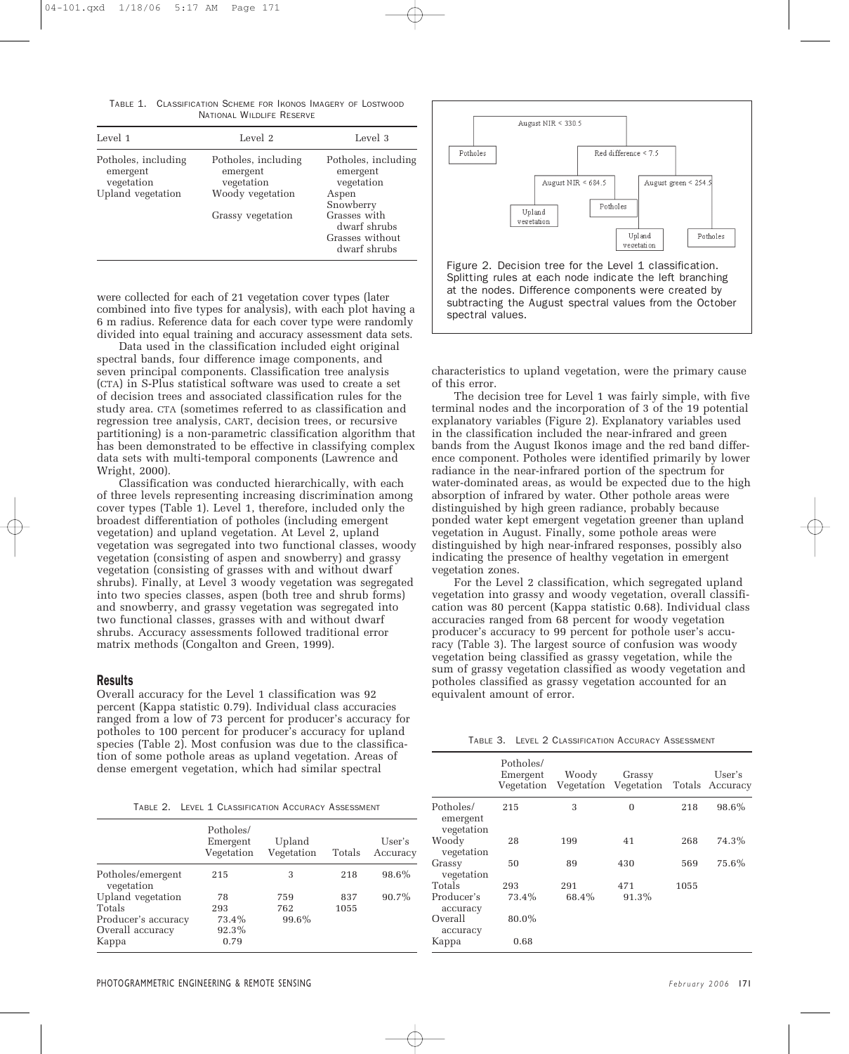Table 1. Classification Scheme for Ikonos Imagery of Lostwood National Wildlife Reserve

| Level 1 | Level 2 | Level 3 |
|---|---|---|
| Potholes, including emergent vegetation | Potholes, including emergent vegetation | Potholes, including emergent vegetation |
| Upland vegetation | Woody vegetation | Aspen |
| | | Snowberry |
| | Grassy vegetation | Grasses with dwarf shrubs |
| | | Grasses without dwarf shrubs |

were collected for each of 21 vegetation cover types (later combined into five types for analysis), with each plot having a 6 m radius. Reference data for each cover type were randomly divided into equal training and accuracy assessment data sets.

Data used in the classification included eight original spectral bands, four difference image components, and seven principal components. Classification tree analysis (CTA) in S-Plus statistical software was used to create a set of decision trees and associated classification rules for the study area. CTA (sometimes referred to as classification and regression tree analysis, CART, decision trees, or recursive partitioning) is a non-parametric classification algorithm that has been demonstrated to be effective in classifying complex data sets with multi-temporal components (Lawrence and Wright, 2000).

Classification was conducted hierarchically, with each of three levels representing increasing discrimination among cover types (Table 1). Level 1, therefore, included only the broadest differentiation of potholes (including emergent vegetation) and upland vegetation. At Level 2, upland vegetation was segregated into two functional classes, woody vegetation (consisting of aspen and snowberry) and grassy vegetation (consisting of grasses with and without dwarf shrubs). Finally, at Level 3 woody vegetation was segregated into two species classes, aspen (both tree and shrub forms) and snowberry, and grassy vegetation was segregated into two functional classes, grasses with and without dwarf shrubs. Accuracy assessments followed traditional error matrix methods (Congalton and Green, 1999).

## Results

Overall accuracy for the Level 1 classification was 92 percent (Kappa statistic 0.79). Individual class accuracies ranged from a low of 73 percent for producer's accuracy for potholes to 100 percent for producer's accuracy for upland species (Table 2). Most confusion was due to the classification of some pothole areas as upland vegetation. Areas of dense emergent vegetation, which had similar spectral characteristics to upland vegetation, were the primary cause of this error.

Table 2. Level 1 Classification Accuracy Assessment

| | Potholes/ Emergent Vegetation | Upland Vegetation | Totals | User's Accuracy |
|---|---|---|---|---|
| Potholes/emergent vegetation | 215 | 3 | 218 | 98.6% |
| Upland vegetation | 78 | 759 | 837 | 90.7% |
| Totals | 293 | 762 | 1055 | |
| Producer's accuracy | 73.4% | 99.6% | | |
| Overall accuracy | 92.3% | | | |
| Kappa | 0.79 | | | |

Figure 2. Decision tree for the Level 1 classification. Splitting rules at each node indicate the left branching at the nodes. Difference components were created by subtracting the August spectral values from the October spectral values.

The decision tree for Level 1 was fairly simple, with five terminal nodes and the incorporation of 3 of the 19 potential explanatory variables (Figure 2). Explanatory variables used in the classification included the near-infrared and green bands from the August Ikonos image and the red band difference component. Potholes were identified primarily by lower radiance in the near-infrared portion of the spectrum for water-dominated areas, as would be expected due to the high absorption of infrared by water. Other pothole areas were distinguished by high green radiance, probably because ponded water kept emergent vegetation greener than upland vegetation in August. Finally, some pothole areas were distinguished by high near-infrared responses, possibly also indicating the presence of healthy vegetation in emergent vegetation zones.

For the Level 2 classification, which segregated upland vegetation into grassy and woody vegetation, overall classification was 80 percent (Kappa statistic 0.68). Individual class accuracies ranged from 68 percent for woody vegetation producer's accuracy to 99 percent for pothole user's accuracy (Table 3). The largest source of confusion was woody vegetation being classified as grassy vegetation, while the sum of grassy vegetation classified as woody vegetation and potholes classified as grassy vegetation accounted for an equivalent amount of error.

Table 3. Level 2 Classification Accuracy Assessment

| | Potholes/ Emergent Vegetation | Woody Vegetation | Grassy Vegetation | Totals | User's Accuracy |
|---|---|---|---|---|---|
| Potholes/ emergent vegetation | 215 | 3 | 0 | 218 | 98.6% |
| Woody vegetation | 28 | 199 | 41 | 268 | 74.3% |
| Grassy vegetation | 50 | 89 | 430 | 569 | 75.6% |
| Totals | 293 | 291 | 471 | 1055 | |
| Producer's accuracy | 73.4% | 68.4% | 91.3% | | |
| Overall accuracy | 80.0% | | | | |
| Kappa | 0.68 | | | | |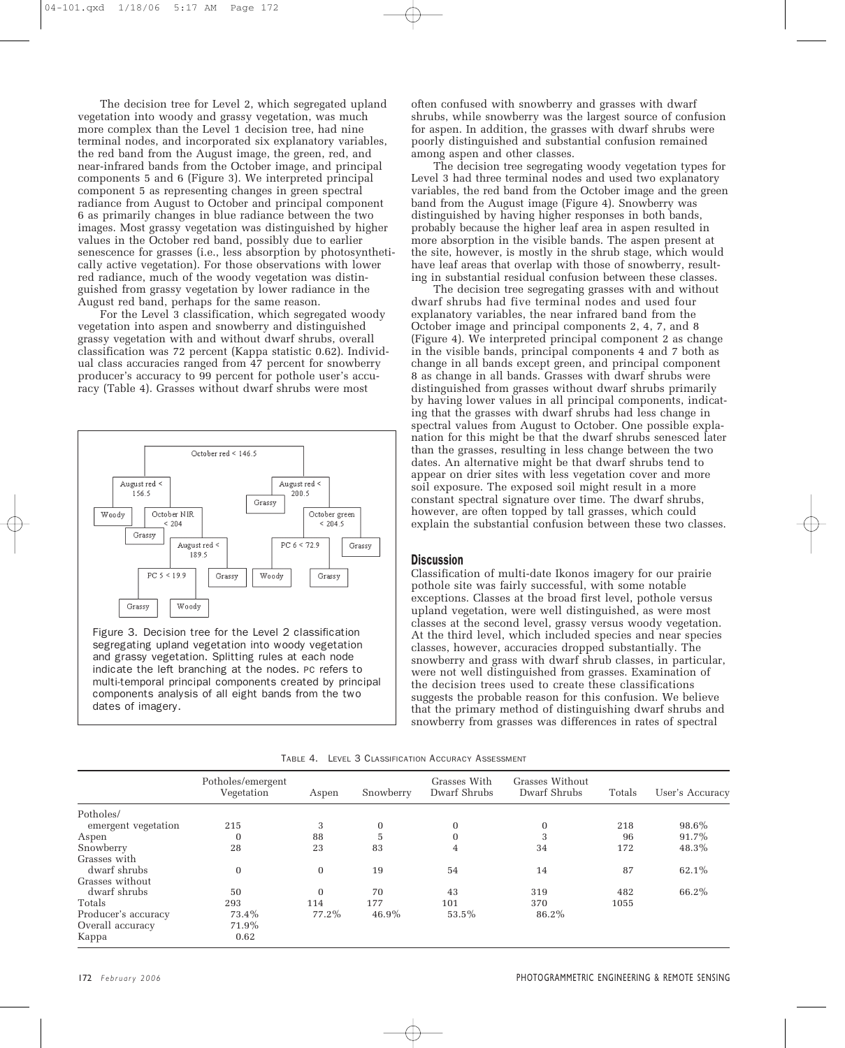The decision tree for Level 2, which segregated upland vegetation into woody and grassy vegetation, was much more complex than the Level 1 decision tree, had nine terminal nodes, and incorporated six explanatory variables, the red band from the August image, the green, red, and near-infrared bands from the October image, and principal components 5 and 6 (Figure 3). We interpreted principal component 5 as representing changes in green spectral radiance from August to October and principal component 6 as primarily changes in blue radiance between the two images. Most grassy vegetation was distinguished by higher values in the October red band, possibly due to earlier senescence for grasses (i.e., less absorption by photosynthetically active vegetation). For those observations with lower red radiance, much of the woody vegetation was distinguished from grassy vegetation by lower radiance in the August red band, perhaps for the same reason.

For the Level 3 classification, which segregated woody vegetation into aspen and snowberry and distinguished grassy vegetation with and without dwarf shrubs, overall classification was 72 percent (Kappa statistic 0.62). Individual class accuracies ranged from 47 percent for snowberry producer's accuracy to 99 percent for pothole user's accuracy (Table 4). Grasses without dwarf shrubs were most often confused with snowberry and grasses with dwarf shrubs, while snowberry was the largest source of confusion for aspen. In addition, the grasses with dwarf shrubs were poorly distinguished and substantial confusion remained among aspen and other classes.

Figure 3. Decision tree for the Level 2 classification segregating upland vegetation into woody vegetation and grassy vegetation. Splitting rules at each node indicate the left branching at the nodes. PC refers to multi-temporal principal components created by principal components analysis of all eight bands from the two dates of imagery.

The decision tree segregating woody vegetation types for Level 3 had three terminal nodes and used two explanatory variables, the red band from the October image and the green band from the August image (Figure 4). Snowberry was distinguished by having higher responses in both bands, probably because the higher leaf area in aspen resulted in more absorption in the visible bands. The aspen present at the site, however, is mostly in the shrub stage, which would have leaf areas that overlap with those of snowberry, resulting in substantial residual confusion between these classes.

The decision tree segregating grasses with and without dwarf shrubs had five terminal nodes and used four explanatory variables, the near infrared band from the October image and principal components 2, 4, 7, and 8 (Figure 4). We interpreted principal component 2 as change in the visible bands, principal components 4 and 7 both as change in all bands except green, and principal component 8 as change in all bands. Grasses with dwarf shrubs were distinguished from grasses without dwarf shrubs primarily by having lower values in all principal components, indicating that the grasses with dwarf shrubs had less change in spectral values from August to October. One possible explanation for this might be that the dwarf shrubs senesced later than the grasses, resulting in less change between the two dates. An alternative might be that dwarf shrubs tend to appear on drier sites with less vegetation cover and more soil exposure. The exposed soil might result in a more constant spectral signature over time. The dwarf shrubs, however, are often topped by tall grasses, which could explain the substantial confusion between these two classes.

## Discussion

Classification of multi-date Ikonos imagery for our prairie pothole site was fairly successful, with some notable exceptions. Classes at the broad first level, pothole versus upland vegetation, were well distinguished, as were most classes at the second level, grassy versus woody vegetation. At the third level, which included species and near species classes, however, accuracies dropped substantially. The snowberry and grass with dwarf shrub classes, in particular, were not well distinguished from grasses. Examination of the decision trees used to create these classifications suggests the probable reason for this confusion. We believe that the primary method of distinguishing dwarf shrubs and snowberry from grasses was differences in rates of spectral

TABLE 4. LEVEL 3 CLASSIFICATION ACCURACY ASSESSMENT

| | Potholes/emergent Vegetation | Aspen | Snowberry | Grasses With Dwarf Shrubs | Grasses Without Dwarf Shrubs | Totals | User's Accuracy |
|---|---|---|---|---|---|---|---|
| Potholes/ emergent vegetation | 215 | 3 | 0 | 0 | 0 | 218 | 98.6% |
| Aspen | 0 | 88 | 5 | 0 | 3 | 96 | 91.7% |
| Snowberry | 28 | 23 | 83 | 4 | 34 | 172 | 48.3% |
| Grasses with dwarf shrubs | 0 | 0 | 19 | 54 | 14 | 87 | 62.1% |
| Grasses without dwarf shrubs | 50 | 0 | 70 | 43 | 319 | 482 | 66.2% |
| Totals | 293 | 114 | 177 | 101 | 370 | 1055 | |
| Producer's accuracy | 73.4% | 77.2% | 46.9% | 53.5% | 86.2% | | |
| Overall accuracy | 71.9% | | | | | | |
| Kappa | 0.62 | | | | | | |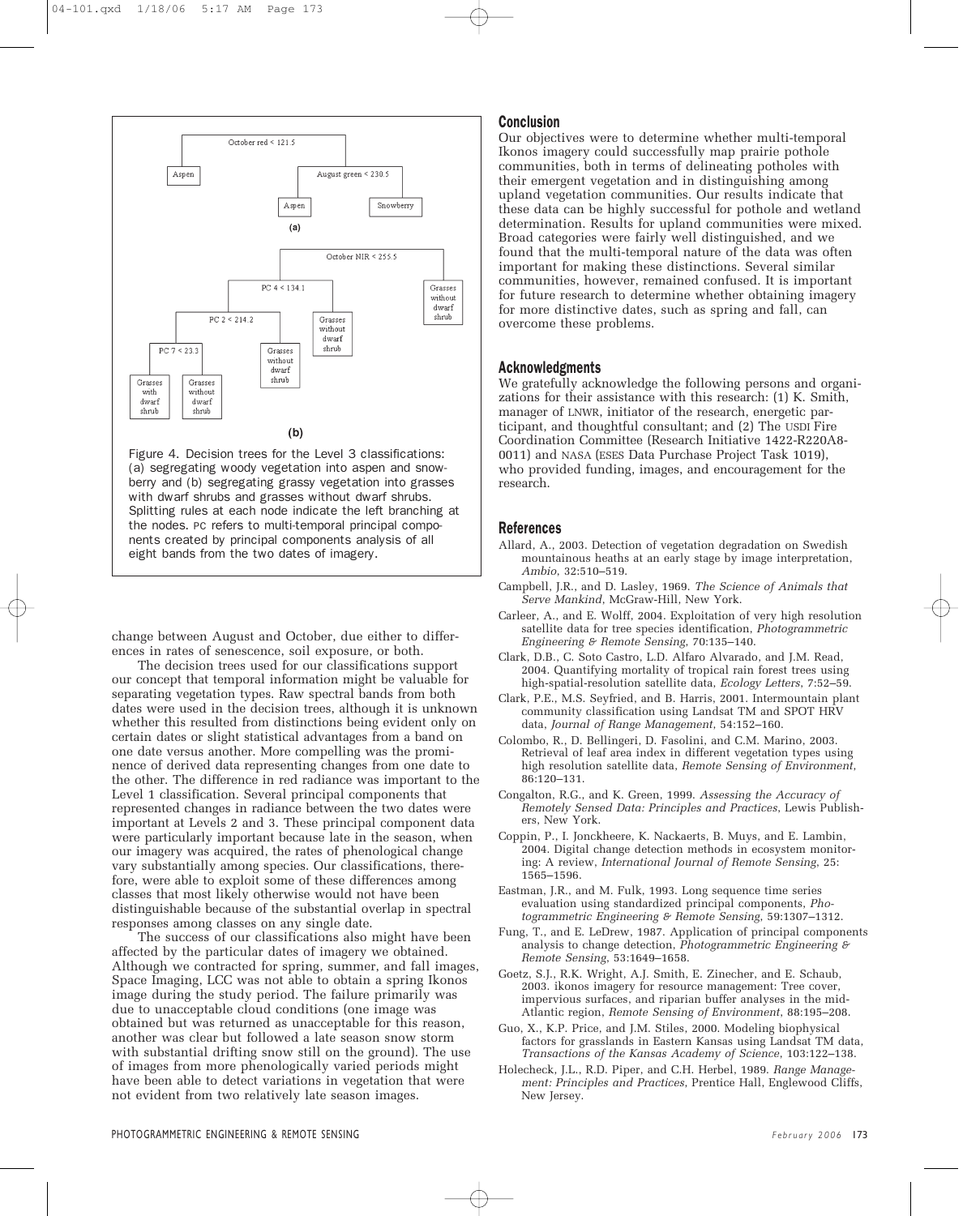Figure 4. Decision trees for the Level 3 classifications: (a) segregating woody vegetation into aspen and snowberry and (b) segregating grassy vegetation into grasses with dwarf shrubs and grasses without dwarf shrubs. Splitting rules at each node indicate the left branching at the nodes. PC refers to multi-temporal principal components created by principal components analysis of all eight bands from the two dates of imagery.

change between August and October, due either to differences in rates of senescence, soil exposure, or both.

The decision trees used for our classifications support our concept that temporal information might be valuable for separating vegetation types. Raw spectral bands from both dates were used in the decision trees, although it is unknown whether this resulted from distinctions being evident only on certain dates or slight statistical advantages from a band on one date versus another. More compelling was the prominence of derived data representing changes from one date to the other. The difference in red radiance was important to the Level 1 classification. Several principal components that represented changes in radiance between the two dates were important at Levels 2 and 3. These principal component data were particularly important because late in the season, when our imagery was acquired, the rates of phenological change vary substantially among species. Our classifications, therefore, were able to exploit some of these differences among classes that most likely otherwise would not have been distinguishable because of the substantial overlap in spectral responses among classes on any single date.

The success of our classifications also might have been affected by the particular dates of imagery we obtained. Although we contracted for spring, summer, and fall images, Space Imaging, LCC was not able to obtain a spring Ikonos image during the study period. The failure primarily was due to unacceptable cloud conditions (one image was obtained but was returned as unacceptable for this reason, another was clear but followed a late season snow storm with substantial drifting snow still on the ground). The use of images from more phenologically varied periods might have been able to detect variations in vegetation that were not evident from two relatively late season images.

## Conclusion

Our objectives were to determine whether multi-temporal Ikonos imagery could successfully map prairie pothole communities, both in terms of delineating potholes with their emergent vegetation and in distinguishing among upland vegetation communities. Our results indicate that these data can be highly successful for pothole and wetland determination. Results for upland communities were mixed. Broad categories were fairly well distinguished, and we found that the multi-temporal nature of the data was often important for making these distinctions. Several similar communities, however, remained confused. It is important for future research to determine whether obtaining imagery for more distinctive dates, such as spring and fall, can overcome these problems.

## Acknowledgments

We gratefully acknowledge the following persons and organizations for their assistance with this research: (1) K. Smith, manager of LNWR, initiator of the research, energetic participant, and thoughtful consultant; and (2) The USDI Fire Coordination Committee (Research Initiative 1422-R220A8-0011) and NASA (ESES Data Purchase Project Task 1019), who provided funding, images, and encouragement for the research.

## References

Allard, A., 2003. Detection of vegetation degradation on Swedish mountainous heaths at an early stage by image interpretation, *Ambio*, 32:510–519.

Campbell, J.R., and D. Lasley, 1969. *The Science of Animals that Serve Mankind*, McGraw-Hill, New York.

Carleer, A., and E. Wolff, 2004. Exploitation of very high resolution satellite data for tree species identification, *Photogrammetric Engineering & Remote Sensing*, 70:135–140.

Clark, D.B., C. Soto Castro, L.D. Alfaro Alvarado, and J.M. Read, 2004. Quantifying mortality of tropical rain forest trees using high-spatial-resolution satellite data, *Ecology Letters*, 7:52–59.

Clark, P.E., M.S. Seyfried, and B. Harris, 2001. Intermountain plant community classification using Landsat TM and SPOT HRV data, *Journal of Range Management*, 54:152–160.

Colombo, R., D. Bellingeri, D. Fasolini, and C.M. Marino, 2003. Retrieval of leaf area index in different vegetation types using high resolution satellite data, *Remote Sensing of Environment*, 86:120–131.

Congalton, R.G., and K. Green, 1999. *Assessing the Accuracy of Remotely Sensed Data: Principles and Practices*, Lewis Publishers, New York.

Coppin, P., I. Jonckheere, K. Nackaerts, B. Muys, and E. Lambin, 2004. Digital change detection methods in ecosystem monitoring: A review, *International Journal of Remote Sensing*, 25: 1565–1596.

Eastman, J.R., and M. Fulk, 1993. Long sequence time series evaluation using standardized principal components, *Photogrammetric Engineering & Remote Sensing*, 59:1307–1312.

Fung, T., and E. LeDrew, 1987. Application of principal components analysis to change detection, *Photogrammetric Engineering & Remote Sensing*, 53:1649–1658.

Goetz, S.J., R.K. Wright, A.J. Smith, E. Zinecher, and E. Schaub, 2003. ikonos imagery for resource management: Tree cover, impervious surfaces, and riparian buffer analyses in the mid-Atlantic region, *Remote Sensing of Environment*, 88:195–208.

Guo, X., K.P. Price, and J.M. Stiles, 2000. Modeling biophysical factors for grasslands in Eastern Kansas using Landsat TM data, *Transactions of the Kansas Academy of Science*, 103:122–138.

Holecheck, J.L., R.D. Piper, and C.H. Herbel, 1989. *Range Management: Principles and Practices*, Prentice Hall, Englewood Cliffs, New Jersey.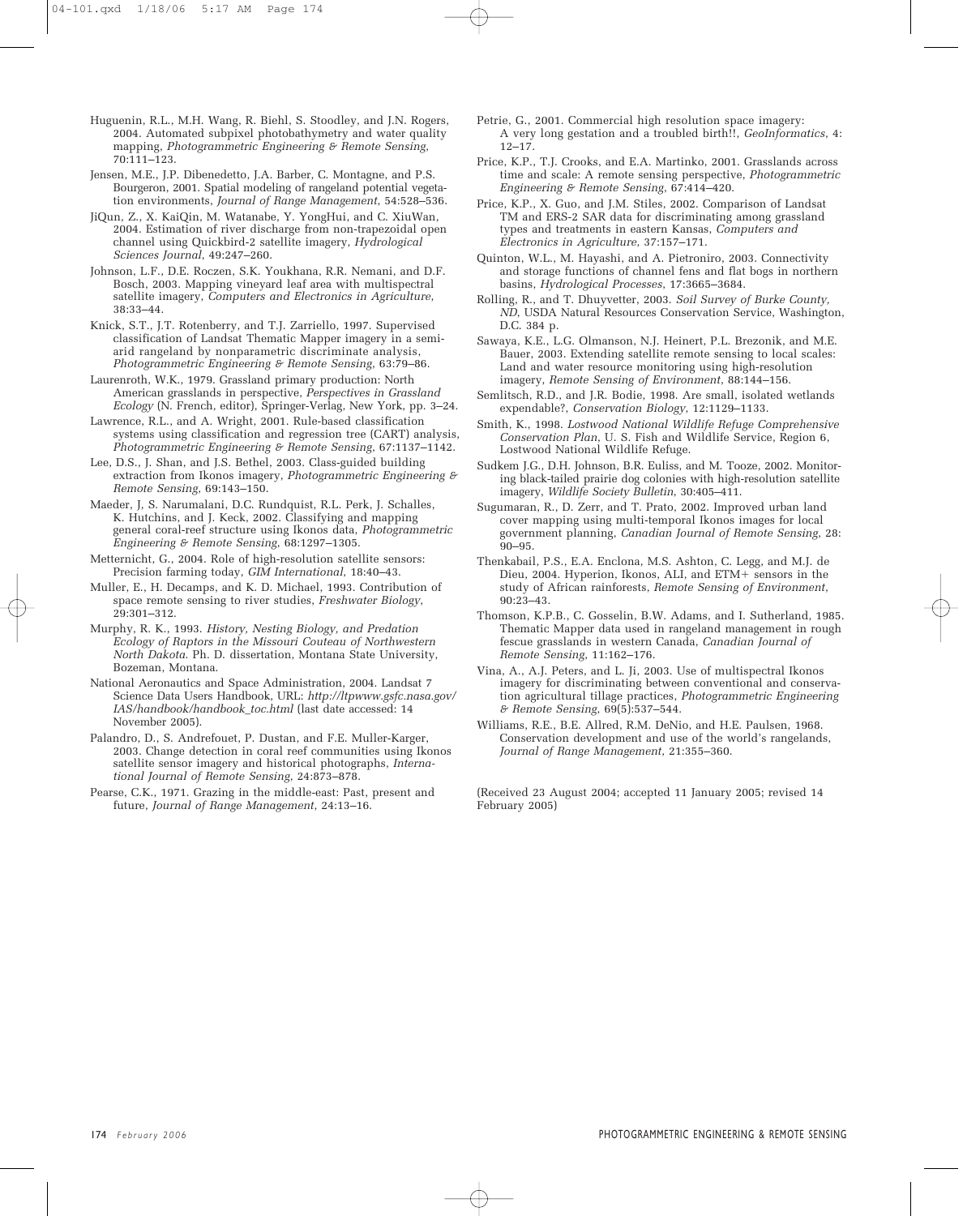Huguenin, R.L., M.H. Wang, R. Biehl, S. Stoodley, and J.N. Rogers, 2004. Automated subpixel photobathymetry and water quality mapping, *Photogrammetric Engineering & Remote Sensing*, 70:111–123.

Jensen, M.E., J.P. Dibenedetto, J.A. Barber, C. Montagne, and P.S. Bourgeron, 2001. Spatial modeling of rangeland potential vegetation environments, *Journal of Range Management*, 54:528–536.

JiQun, Z., X. KaiQin, M. Watanabe, Y. YongHui, and C. XiuWan, 2004. Estimation of river discharge from non-trapezoidal open channel using Quickbird-2 satellite imagery, *Hydrological Sciences Journal*, 49:247–260.

Johnson, L.F., D.E. Roczen, S.K. Youkhana, R.R. Nemani, and D.F. Bosch, 2003. Mapping vineyard leaf area with multispectral satellite imagery, *Computers and Electronics in Agriculture*, 38:33–44.

Knick, S.T., J.T. Rotenberry, and T.J. Zarriello, 1997. Supervised classification of Landsat Thematic Mapper imagery in a semi-arid rangeland by nonparametric discriminate analysis, *Photogrammetric Engineering & Remote Sensing*, 63:79–86.

Laurenroth, W.K., 1979. Grassland primary production: North American grasslands in perspective, *Perspectives in Grassland Ecology* (N. French, editor), Springer-Verlag, New York, pp. 3–24.

Lawrence, R.L., and A. Wright, 2001. Rule-based classification systems using classification and regression tree (CART) analysis, *Photogrammetric Engineering & Remote Sensing*, 67:1137–1142.

Lee, D.S., J. Shan, and J.S. Bethel, 2003. Class-guided building extraction from Ikonos imagery, *Photogrammetric Engineering & Remote Sensing*, 69:143–150.

Maeder, J, S. Narumalani, D.C. Rundquist, R.L. Perk, J. Schalles, K. Hutchins, and J. Keck, 2002. Classifying and mapping general coral-reef structure using Ikonos data, *Photogrammetric Engineering & Remote Sensing*, 68:1297–1305.

Metternicht, G., 2004. Role of high-resolution satellite sensors: Precision farming today, *GIM International*, 18:40–43.

Muller, E., H. Decamps, and K. D. Michael, 1993. Contribution of space remote sensing to river studies, *Freshwater Biology*, 29:301–312.

Murphy, R. K., 1993. *History, Nesting Biology, and Predation Ecology of Raptors in the Missouri Couteau of Northwestern North Dakota*. Ph. D. dissertation, Montana State University, Bozeman, Montana.

National Aeronautics and Space Administration, 2004. Landsat 7 Science Data Users Handbook, URL: *http://ltpwww.gsfc.nasa.gov/IAS/handbook/handbook_toc.html* (last date accessed: 14 November 2005).

Palandro, D., S. Andrefouet, P. Dustan, and F.E. Muller-Karger, 2003. Change detection in coral reef communities using Ikonos satellite sensor imagery and historical photographs, *International Journal of Remote Sensing*, 24:873–878.

Pearse, C.K., 1971. Grazing in the middle-east: Past, present and future, *Journal of Range Management*, 24:13–16.

Petrie, G., 2001. Commercial high resolution space imagery: A very long gestation and a troubled birth!!, *GeoInformatics*, 4: 12–17.

Price, K.P., T.J. Crooks, and E.A. Martinko, 2001. Grasslands across time and scale: A remote sensing perspective, *Photogrammetric Engineering & Remote Sensing*, 67:414–420.

Price, K.P., X. Guo, and J.M. Stiles, 2002. Comparison of Landsat TM and ERS-2 SAR data for discriminating among grassland types and treatments in eastern Kansas, *Computers and Electronics in Agriculture*, 37:157–171.

Quinton, W.L., M. Hayashi, and A. Pietroniro, 2003. Connectivity and storage functions of channel fens and flat bogs in northern basins, *Hydrological Processes*, 17:3665–3684.

Rolling, R., and T. Dhuyvetter, 2003. *Soil Survey of Burke County, ND*, USDA Natural Resources Conservation Service, Washington, D.C. 384 p.

Sawaya, K.E., L.G. Olmanson, N.J. Heinert, P.L. Brezonik, and M.E. Bauer, 2003. Extending satellite remote sensing to local scales: Land and water resource monitoring using high-resolution imagery, *Remote Sensing of Environment*, 88:144–156.

Semlitsch, R.D., and J.R. Bodie, 1998. Are small, isolated wetlands expendable?, *Conservation Biology*, 12:1129–1133.

Smith, K., 1998. *Lostwood National Wildlife Refuge Comprehensive Conservation Plan*, U. S. Fish and Wildlife Service, Region 6, Lostwood National Wildlife Refuge.

Sudkem J.G., D.H. Johnson, B.R. Euliss, and M. Tooze, 2002. Monitoring black-tailed prairie dog colonies with high-resolution satellite imagery, *Wildlife Society Bulletin*, 30:405–411.

Sugumaran, R., D. Zerr, and T. Prato, 2002. Improved urban land cover mapping using multi-temporal Ikonos images for local government planning, *Canadian Journal of Remote Sensing*, 28: 90–95.

Thenkabail, P.S., E.A. Enclona, M.S. Ashton, C. Legg, and M.J. de Dieu, 2004. Hyperion, Ikonos, ALI, and ETM+ sensors in the study of African rainforests, *Remote Sensing of Environment*, 90:23–43.

Thomson, K.P.B., C. Gosselin, B.W. Adams, and I. Sutherland, 1985. Thematic Mapper data used in rangeland management in rough fescue grasslands in western Canada, *Canadian Journal of Remote Sensing*, 11:162–176.

Vina, A., A.J. Peters, and L. Ji, 2003. Use of multispectral Ikonos imagery for discriminating between conventional and conservation agricultural tillage practices, *Photogrammetric Engineering & Remote Sensing*, 69(5):537–544.

Williams, R.E., B.E. Allred, R.M. DeNio, and H.E. Paulsen, 1968. Conservation development and use of the world's rangelands, *Journal of Range Management*, 21:355–360.

(Received 23 August 2004; accepted 11 January 2005; revised 14 February 2005)